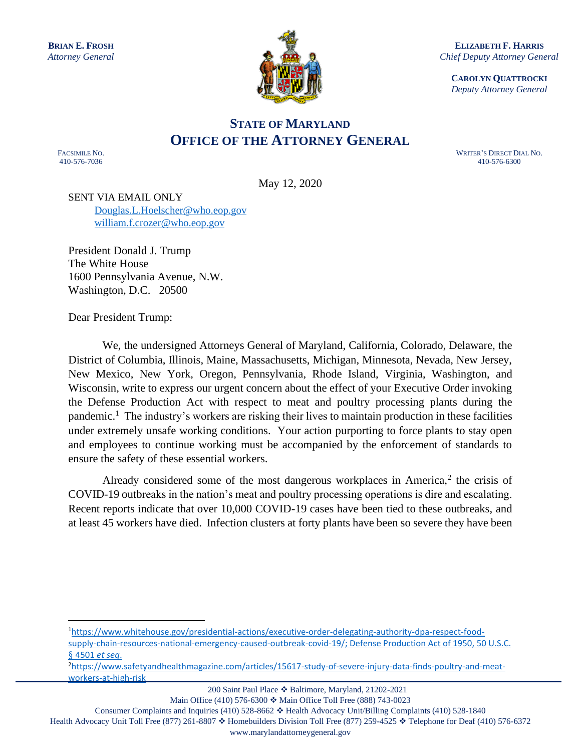**BRIAN E. FROSH**
*Attorney General*

**ELIZABETH F. HARRIS**
*Chief Deputy Attorney General*

**CAROLYN QUATTROCKI**
*Deputy Attorney General*

# STATE OF MARYLAND
# OFFICE OF THE ATTORNEY GENERAL

FACSIMILE NO.
410-576-7036

WRITER'S DIRECT DIAL NO.
410-576-6300

May 12, 2020

SENT VIA EMAIL ONLY
Douglas.L.Hoelscher@who.eop.gov
william.f.crozer@who.eop.gov

President Donald J. Trump
The White House
1600 Pennsylvania Avenue, N.W.
Washington, D.C. 20500

Dear President Trump:

We, the undersigned Attorneys General of Maryland, California, Colorado, Delaware, the District of Columbia, Illinois, Maine, Massachusetts, Michigan, Minnesota, Nevada, New Jersey, New Mexico, New York, Oregon, Pennsylvania, Rhode Island, Virginia, Washington, and Wisconsin, write to express our urgent concern about the effect of your Executive Order invoking the Defense Production Act with respect to meat and poultry processing plants during the pandemic.[1] The industry's workers are risking their lives to maintain production in these facilities under extremely unsafe working conditions. Your action purporting to force plants to stay open and employees to continue working must be accompanied by the enforcement of standards to ensure the safety of these essential workers.

Already considered some of the most dangerous workplaces in America,[2] the crisis of COVID-19 outbreaks in the nation's meat and poultry processing operations is dire and escalating. Recent reports indicate that over 10,000 COVID-19 cases have been tied to these outbreaks, and at least 45 workers have died. Infection clusters at forty plants have been so severe they have been

---

[1] https://www.whitehouse.gov/presidential-actions/executive-order-delegating-authority-dpa-respect-food-supply-chain-resources-national-emergency-caused-outbreak-covid-19/; Defense Production Act of 1950, 50 U.S.C. § 4501 *et seq*.

[2] https://www.safetyandhealthmagazine.com/articles/15617-study-of-severe-injury-data-finds-poultry-and-meat-workers-at-high-risk

200 Saint Paul Place ❖ Baltimore, Maryland, 21202-2021
Main Office (410) 576-6300 ❖ Main Office Toll Free (888) 743-0023
Consumer Complaints and Inquiries (410) 528-8662 ❖ Health Advocacy Unit/Billing Complaints (410) 528-1840
Health Advocacy Unit Toll Free (877) 261-8807 ❖ Homebuilders Division Toll Free (877) 259-4525 ❖ Telephone for Deaf (410) 576-6372
www.marylandattorneygeneral.gov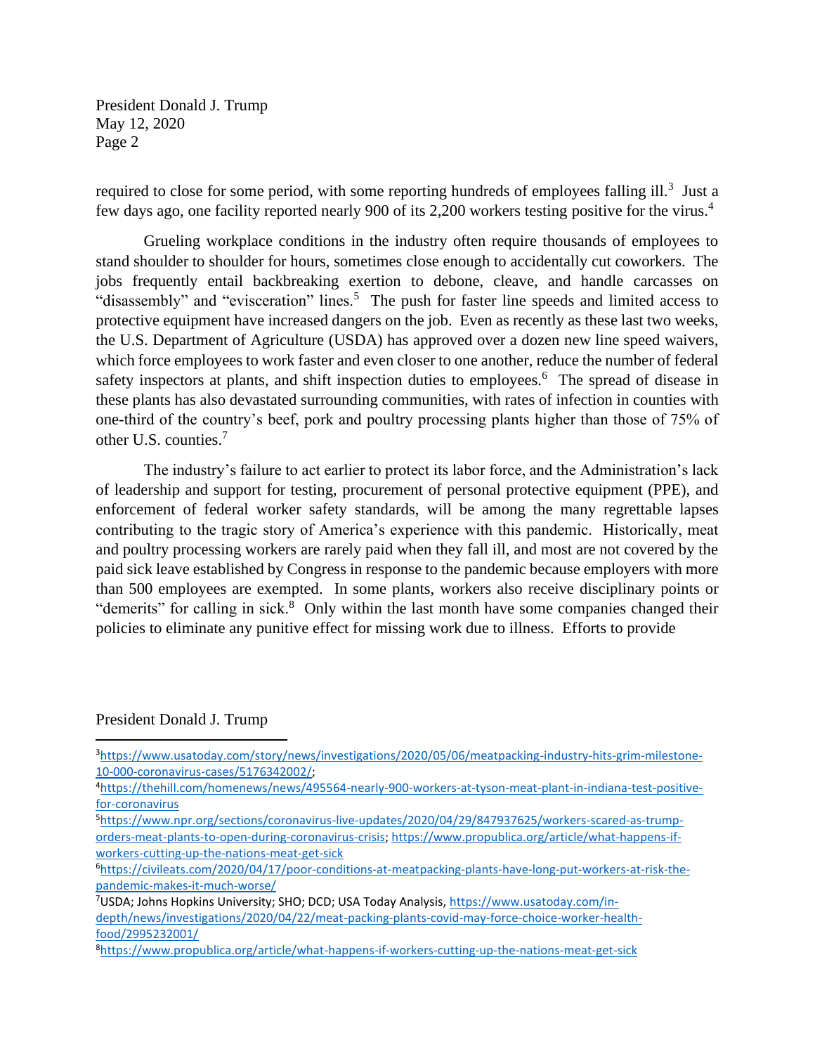required to close for some period, with some reporting hundreds of employees falling ill.[3] Just a few days ago, one facility reported nearly 900 of its 2,200 workers testing positive for the virus.[4]

Grueling workplace conditions in the industry often require thousands of employees to stand shoulder to shoulder for hours, sometimes close enough to accidentally cut coworkers. The jobs frequently entail backbreaking exertion to debone, cleave, and handle carcasses on "disassembly" and "evisceration" lines.[5] The push for faster line speeds and limited access to protective equipment have increased dangers on the job. Even as recently as these last two weeks, the U.S. Department of Agriculture (USDA) has approved over a dozen new line speed waivers, which force employees to work faster and even closer to one another, reduce the number of federal safety inspectors at plants, and shift inspection duties to employees.[6] The spread of disease in these plants has also devastated surrounding communities, with rates of infection in counties with one-third of the country's beef, pork and poultry processing plants higher than those of 75% of other U.S. counties.[7]

The industry's failure to act earlier to protect its labor force, and the Administration's lack of leadership and support for testing, procurement of personal protective equipment (PPE), and enforcement of federal worker safety standards, will be among the many regrettable lapses contributing to the tragic story of America's experience with this pandemic. Historically, meat and poultry processing workers are rarely paid when they fall ill, and most are not covered by the paid sick leave established by Congress in response to the pandemic because employers with more than 500 employees are exempted. In some plants, workers also receive disciplinary points or "demerits" for calling in sick.[8] Only within the last month have some companies changed their policies to eliminate any punitive effect for missing work due to illness. Efforts to provide

President Donald J. Trump

---

[3] https://www.usatoday.com/story/news/investigations/2020/05/06/meatpacking-industry-hits-grim-milestone-10-000-coronavirus-cases/5176342002/;

[4] https://thehill.com/homenews/news/495564-nearly-900-workers-at-tyson-meat-plant-in-indiana-test-positive-for-coronavirus

[5] https://www.npr.org/sections/coronavirus-live-updates/2020/04/29/847937625/workers-scared-as-trump-orders-meat-plants-to-open-during-coronavirus-crisis; https://www.propublica.org/article/what-happens-if-workers-cutting-up-the-nations-meat-get-sick

[6] https://civileats.com/2020/04/17/poor-conditions-at-meatpacking-plants-have-long-put-workers-at-risk-the-pandemic-makes-it-much-worse/

[7] USDA; Johns Hopkins University; SHO; DCD; USA Today Analysis, https://www.usatoday.com/in-depth/news/investigations/2020/04/22/meat-packing-plants-covid-may-force-choice-worker-health-food/2995232001/

[8] https://www.propublica.org/article/what-happens-if-workers-cutting-up-the-nations-meat-get-sick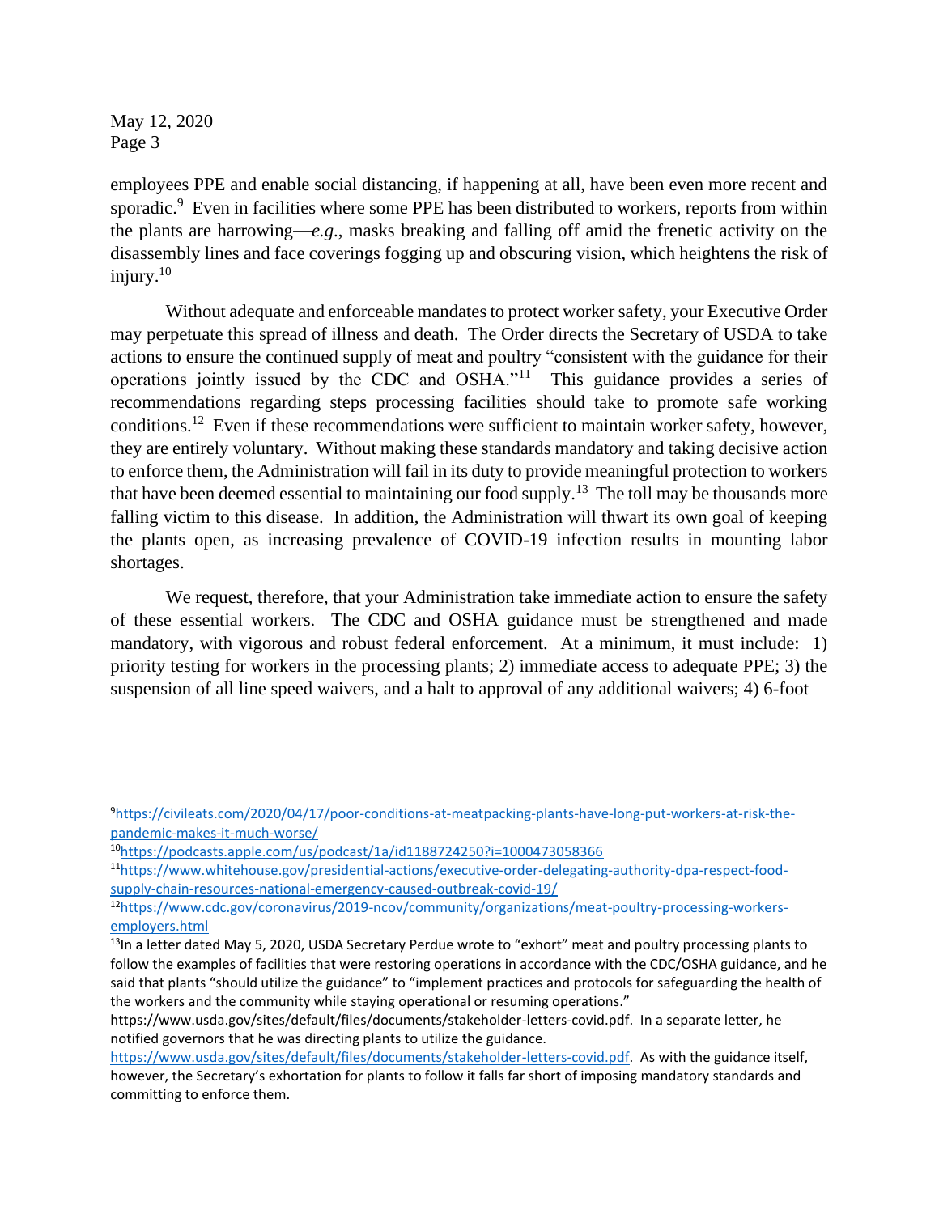employees PPE and enable social distancing, if happening at all, have been even more recent and sporadic.[9] Even in facilities where some PPE has been distributed to workers, reports from within the plants are harrowing—*e.g*., masks breaking and falling off amid the frenetic activity on the disassembly lines and face coverings fogging up and obscuring vision, which heightens the risk of injury.[10]

Without adequate and enforceable mandates to protect worker safety, your Executive Order may perpetuate this spread of illness and death. The Order directs the Secretary of USDA to take actions to ensure the continued supply of meat and poultry "consistent with the guidance for their operations jointly issued by the CDC and OSHA."[11] This guidance provides a series of recommendations regarding steps processing facilities should take to promote safe working conditions.[12] Even if these recommendations were sufficient to maintain worker safety, however, they are entirely voluntary. Without making these standards mandatory and taking decisive action to enforce them, the Administration will fail in its duty to provide meaningful protection to workers that have been deemed essential to maintaining our food supply.[13] The toll may be thousands more falling victim to this disease. In addition, the Administration will thwart its own goal of keeping the plants open, as increasing prevalence of COVID-19 infection results in mounting labor shortages.

We request, therefore, that your Administration take immediate action to ensure the safety of these essential workers. The CDC and OSHA guidance must be strengthened and made mandatory, with vigorous and robust federal enforcement. At a minimum, it must include: 1) priority testing for workers in the processing plants; 2) immediate access to adequate PPE; 3) the suspension of all line speed waivers, and a halt to approval of any additional waivers; 4) 6-foot

---

[9] https://civileats.com/2020/04/17/poor-conditions-at-meatpacking-plants-have-long-put-workers-at-risk-the-pandemic-makes-it-much-worse/

[10] https://podcasts.apple.com/us/podcast/1a/id1188724250?i=1000473058366

[11] https://www.whitehouse.gov/presidential-actions/executive-order-delegating-authority-dpa-respect-food-supply-chain-resources-national-emergency-caused-outbreak-covid-19/

[12] https://www.cdc.gov/coronavirus/2019-ncov/community/organizations/meat-poultry-processing-workers-employers.html

[13] In a letter dated May 5, 2020, USDA Secretary Perdue wrote to "exhort" meat and poultry processing plants to follow the examples of facilities that were restoring operations in accordance with the CDC/OSHA guidance, and he said that plants "should utilize the guidance" to "implement practices and protocols for safeguarding the health of the workers and the community while staying operational or resuming operations." https://www.usda.gov/sites/default/files/documents/stakeholder-letters-covid.pdf. In a separate letter, he notified governors that he was directing plants to utilize the guidance. https://www.usda.gov/sites/default/files/documents/stakeholder-letters-covid.pdf. As with the guidance itself, however, the Secretary's exhortation for plants to follow it falls far short of imposing mandatory standards and committing to enforce them.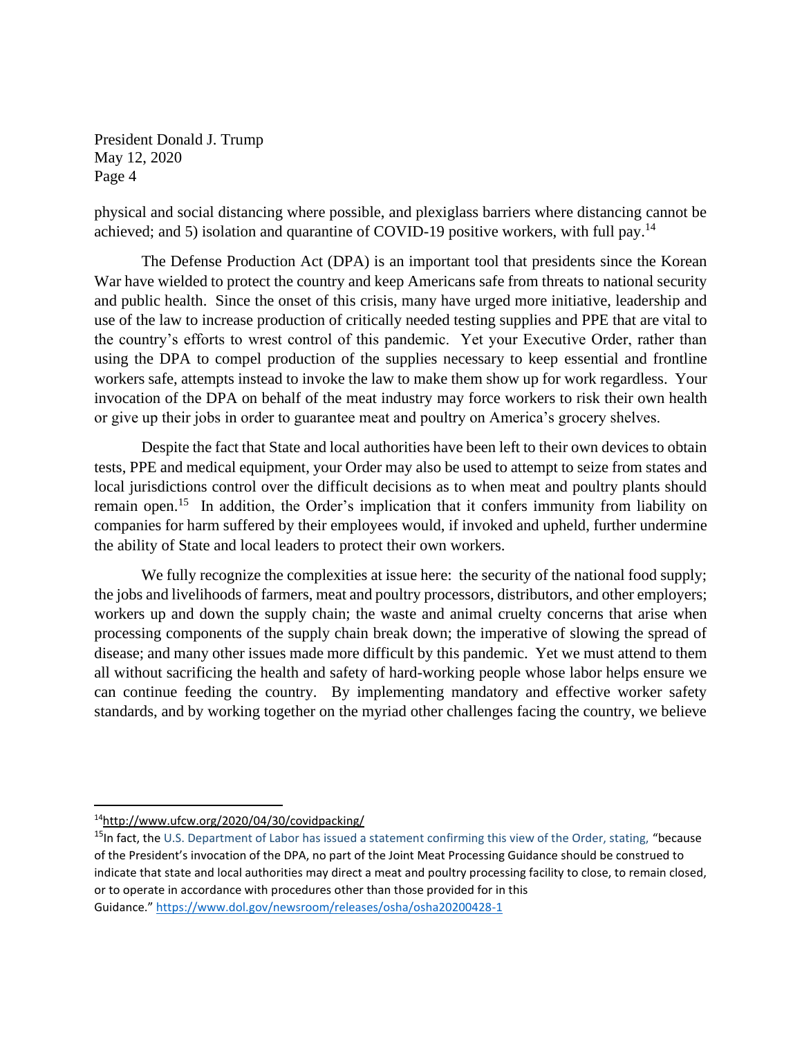physical and social distancing where possible, and plexiglass barriers where distancing cannot be achieved; and 5) isolation and quarantine of COVID-19 positive workers, with full pay.[14]

The Defense Production Act (DPA) is an important tool that presidents since the Korean War have wielded to protect the country and keep Americans safe from threats to national security and public health. Since the onset of this crisis, many have urged more initiative, leadership and use of the law to increase production of critically needed testing supplies and PPE that are vital to the country's efforts to wrest control of this pandemic. Yet your Executive Order, rather than using the DPA to compel production of the supplies necessary to keep essential and frontline workers safe, attempts instead to invoke the law to make them show up for work regardless. Your invocation of the DPA on behalf of the meat industry may force workers to risk their own health or give up their jobs in order to guarantee meat and poultry on America's grocery shelves.

Despite the fact that State and local authorities have been left to their own devices to obtain tests, PPE and medical equipment, your Order may also be used to attempt to seize from states and local jurisdictions control over the difficult decisions as to when meat and poultry plants should remain open.[15] In addition, the Order's implication that it confers immunity from liability on companies for harm suffered by their employees would, if invoked and upheld, further undermine the ability of State and local leaders to protect their own workers.

We fully recognize the complexities at issue here: the security of the national food supply; the jobs and livelihoods of farmers, meat and poultry processors, distributors, and other employers; workers up and down the supply chain; the waste and animal cruelty concerns that arise when processing components of the supply chain break down; the imperative of slowing the spread of disease; and many other issues made more difficult by this pandemic. Yet we must attend to them all without sacrificing the health and safety of hard-working people whose labor helps ensure we can continue feeding the country. By implementing mandatory and effective worker safety standards, and by working together on the myriad other challenges facing the country, we believe

---

[14] http://www.ufcw.org/2020/04/30/covidpacking/

[15] In fact, the U.S. Department of Labor has issued a statement confirming this view of the Order, stating, "because of the President's invocation of the DPA, no part of the Joint Meat Processing Guidance should be construed to indicate that state and local authorities may direct a meat and poultry processing facility to close, to remain closed, or to operate in accordance with procedures other than those provided for in this Guidance." https://www.dol.gov/newsroom/releases/osha/osha20200428-1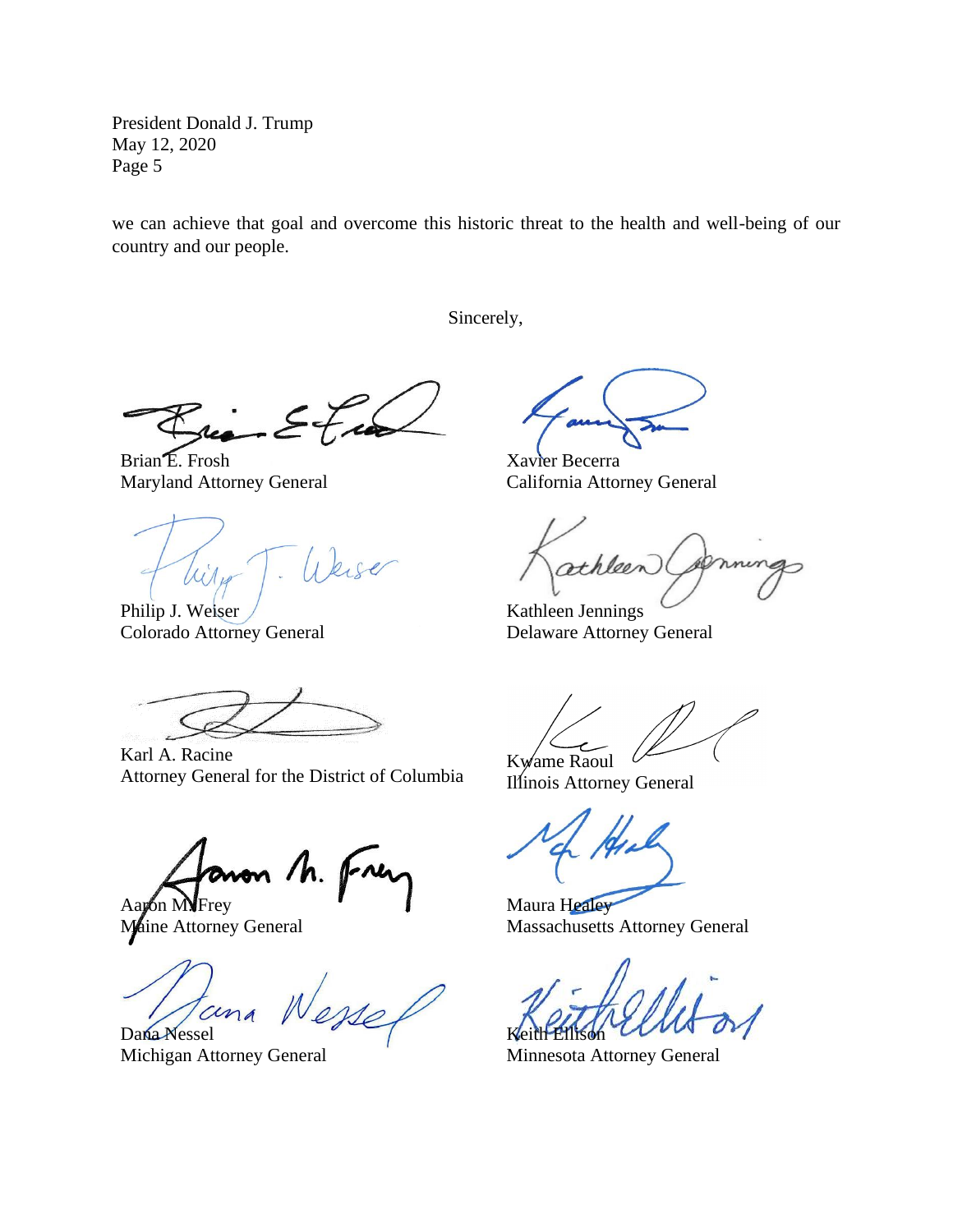we can achieve that goal and overcome this historic threat to the health and well-being of our country and our people.

Sincerely,

Brian E. Frosh
Maryland Attorney General

Xavier Becerra
California Attorney General

Philip J. Weiser
Colorado Attorney General

Kathleen Jennings
Delaware Attorney General

Karl A. Racine
Attorney General for the District of Columbia

Kwame Raoul
Illinois Attorney General

Aaron M. Frey
Maine Attorney General

Maura Healey
Massachusetts Attorney General

Dana Nessel
Michigan Attorney General

Keith Ellison
Minnesota Attorney General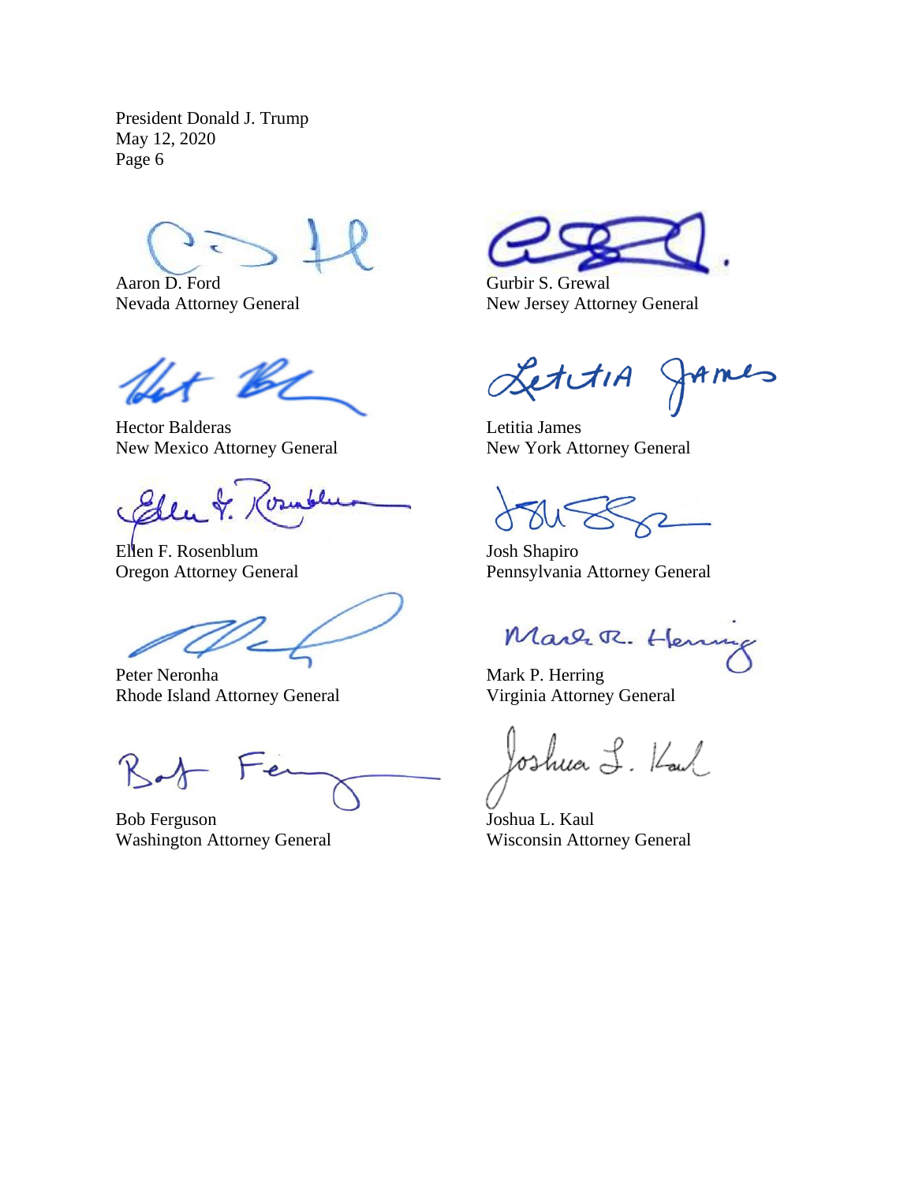President Donald J. Trump
May 12, 2020
Page 6

Aaron D. Ford
Nevada Attorney General

Gurbir S. Grewal
New Jersey Attorney General

Hector Balderas
New Mexico Attorney General

Letitia James
New York Attorney General

Ellen F. Rosenblum
Oregon Attorney General

Josh Shapiro
Pennsylvania Attorney General

Peter Neronha
Rhode Island Attorney General

Mark P. Herring
Virginia Attorney General

Bob Ferguson
Washington Attorney General

Joshua L. Kaul
Wisconsin Attorney General